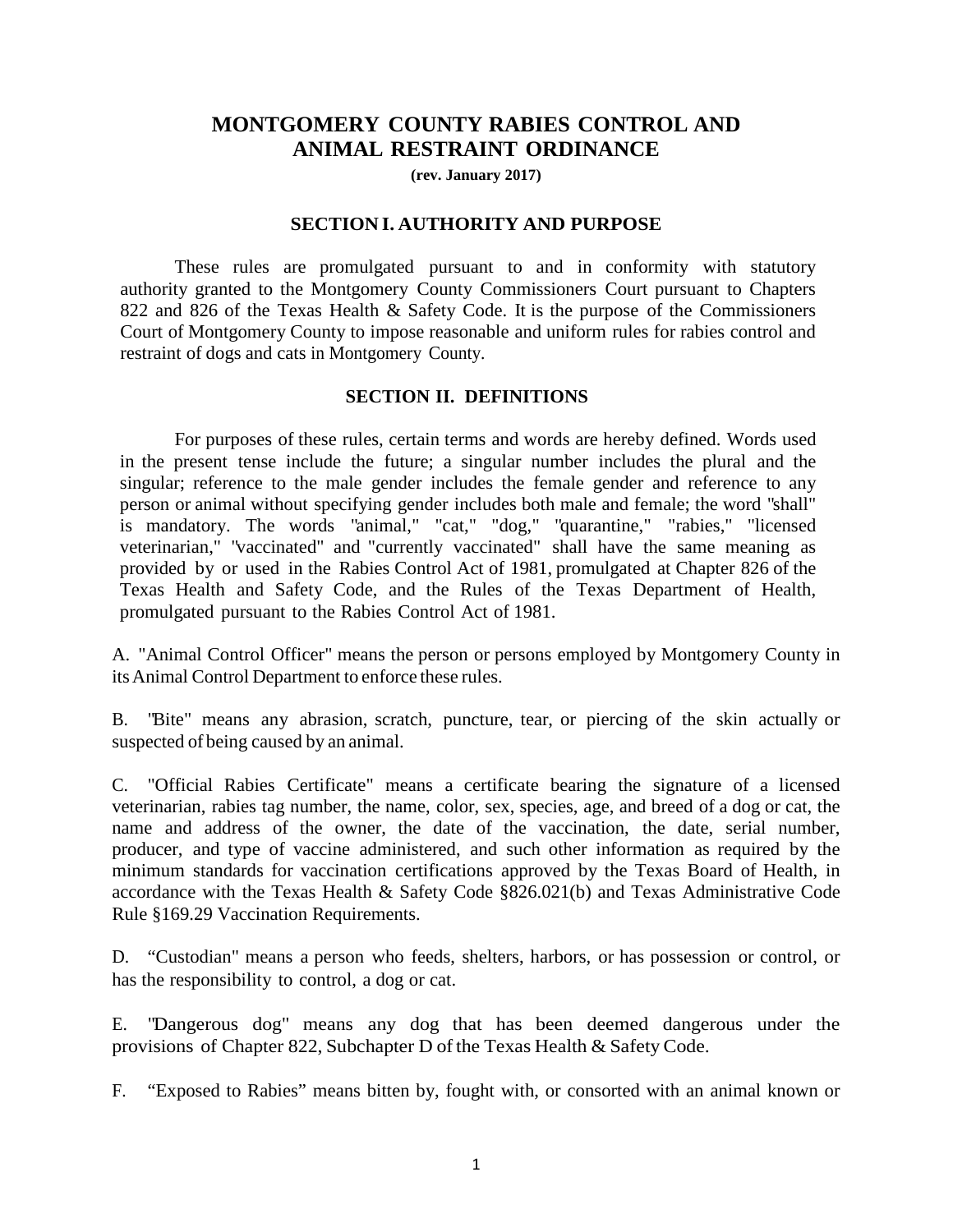# MONTGOMERY COUNTY RABIES CONTROL AND ANIMAL RESTRAINT ORDINANCE

**(rev. January 2017)**

## SECTION I. AUTHORITY AND PURPOSE

These rules are promulgated pursuant to and in conformity with statutory authority granted to the Montgomery County Commissioners Court pursuant to Chapters 822 and 826 of the Texas Health & Safety Code. It is the purpose of the Commissioners Court of Montgomery County to impose reasonable and uniform rules for rabies control and restraint of dogs and cats in Montgomery County.

## SECTION II. DEFINITIONS

For purposes of these rules, certain terms and words are hereby defined. Words used in the present tense include the future; a singular number includes the plural and the singular; reference to the male gender includes the female gender and reference to any person or animal without specifying gender includes both male and female; the word "shall" is mandatory. The words "animal," "cat," "dog," "quarantine," "rabies," "licensed veterinarian," "vaccinated" and "currently vaccinated" shall have the same meaning as provided by or used in the Rabies Control Act of 1981, promulgated at Chapter 826 of the Texas Health and Safety Code, and the Rules of the Texas Department of Health, promulgated pursuant to the Rabies Control Act of 1981.

A. "Animal Control Officer" means the person or persons employed by Montgomery County in its Animal Control Department to enforce these rules.

B. "Bite" means any abrasion, scratch, puncture, tear, or piercing of the skin actually or suspected of being caused by an animal.

C. "Official Rabies Certificate" means a certificate bearing the signature of a licensed veterinarian, rabies tag number, the name, color, sex, species, age, and breed of a dog or cat, the name and address of the owner, the date of the vaccination, the date, serial number, producer, and type of vaccine administered, and such other information as required by the minimum standards for vaccination certifications approved by the Texas Board of Health, in accordance with the Texas Health & Safety Code §826.021(b) and Texas Administrative Code Rule §169.29 Vaccination Requirements.

D. "Custodian" means a person who feeds, shelters, harbors, or has possession or control, or has the responsibility to control, a dog or cat.

E. "Dangerous dog" means any dog that has been deemed dangerous under the provisions of Chapter 822, Subchapter D of the Texas Health & Safety Code.

F. "Exposed to Rabies" means bitten by, fought with, or consorted with an animal known or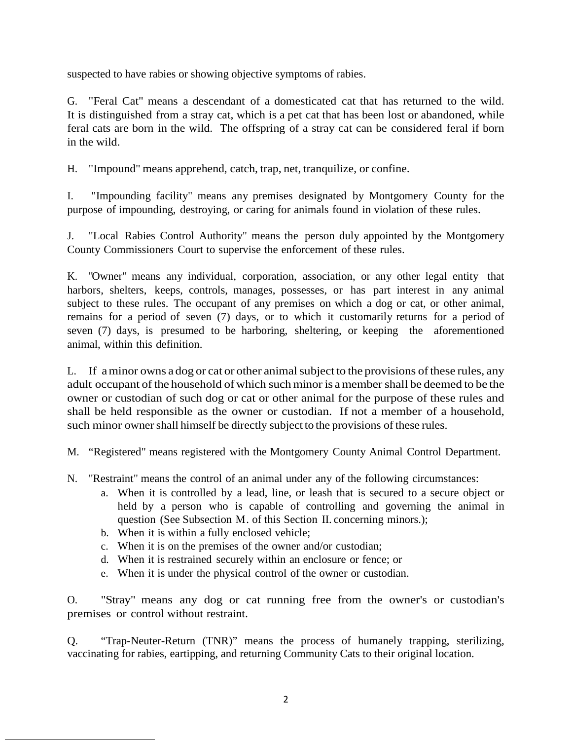suspected to have rabies or showing objective symptoms of rabies.

G. "Feral Cat" means a descendant of a domesticated cat that has returned to the wild. It is distinguished from a stray cat, which is a pet cat that has been lost or abandoned, while feral cats are born in the wild. The offspring of a stray cat can be considered feral if born in the wild.

H. "Impound" means apprehend, catch, trap, net, tranquilize, or confine.

I. "Impounding facility" means any premises designated by Montgomery County for the purpose of impounding, destroying, or caring for animals found in violation of these rules.

J. "Local Rabies Control Authority" means the person duly appointed by the Montgomery County Commissioners Court to supervise the enforcement of these rules.

K. "Owner" means any individual, corporation, association, or any other legal entity that harbors, shelters, keeps, controls, manages, possesses, or has part interest in any animal subject to these rules. The occupant of any premises on which a dog or cat, or other animal, remains for a period of seven (7) days, or to which it customarily returns for a period of seven (7) days, is presumed to be harboring, sheltering, or keeping the aforementioned animal, within this definition.

L. If a minor owns a dog or cat or other animal subject to the provisions of these rules, any adult occupant of the household of which such minor is a member shall be deemed to be the owner or custodian of such dog or cat or other animal for the purpose of these rules and shall be held responsible as the owner or custodian. If not a member of a household, such minor owner shall himself be directly subject to the provisions of these rules.

M. "Registered" means registered with the Montgomery County Animal Control Department.

N. "Restraint" means the control of an animal under any of the following circumstances:

a. When it is controlled by a lead, line, or leash that is secured to a secure object or held by a person who is capable of controlling and governing the animal in question (See Subsection M. of this Section II. concerning minors.);
b. When it is within a fully enclosed vehicle;
c. When it is on the premises of the owner and/or custodian;
d. When it is restrained securely within an enclosure or fence; or
e. When it is under the physical control of the owner or custodian.

O. "Stray" means any dog or cat running free from the owner's or custodian's premises or control without restraint.

Q. "Trap-Neuter-Return (TNR)" means the process of humanely trapping, sterilizing, vaccinating for rabies, eartipping, and returning Community Cats to their original location.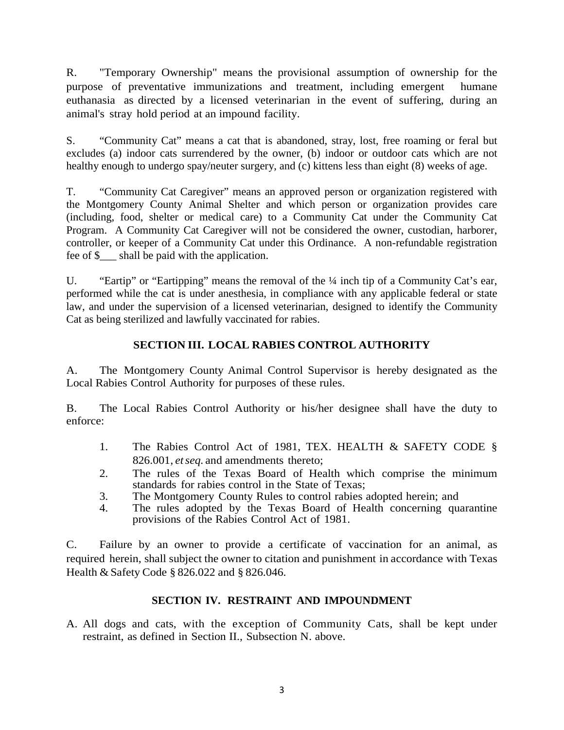R. "Temporary Ownership" means the provisional assumption of ownership for the purpose of preventative immunizations and treatment, including emergent humane euthanasia as directed by a licensed veterinarian in the event of suffering, during an animal's stray hold period at an impound facility.

S. "Community Cat" means a cat that is abandoned, stray, lost, free roaming or feral but excludes (a) indoor cats surrendered by the owner, (b) indoor or outdoor cats which are not healthy enough to undergo spay/neuter surgery, and (c) kittens less than eight (8) weeks of age.

T. "Community Cat Caregiver" means an approved person or organization registered with the Montgomery County Animal Shelter and which person or organization provides care (including, food, shelter or medical care) to a Community Cat under the Community Cat Program. A Community Cat Caregiver will not be considered the owner, custodian, harborer, controller, or keeper of a Community Cat under this Ordinance. A non-refundable registration fee of $___ shall be paid with the application.

U. "Eartip" or "Eartipping" means the removal of the ¼ inch tip of a Community Cat's ear, performed while the cat is under anesthesia, in compliance with any applicable federal or state law, and under the supervision of a licensed veterinarian, designed to identify the Community Cat as being sterilized and lawfully vaccinated for rabies.

## SECTION III. LOCAL RABIES CONTROL AUTHORITY

A. The Montgomery County Animal Control Supervisor is hereby designated as the Local Rabies Control Authority for purposes of these rules.

B. The Local Rabies Control Authority or his/her designee shall have the duty to enforce:

1. The Rabies Control Act of 1981, TEX. HEALTH & SAFETY CODE § 826.001, *et seq.* and amendments thereto;
2. The rules of the Texas Board of Health which comprise the minimum standards for rabies control in the State of Texas;
3. The Montgomery County Rules to control rabies adopted herein; and
4. The rules adopted by the Texas Board of Health concerning quarantine provisions of the Rabies Control Act of 1981.

C. Failure by an owner to provide a certificate of vaccination for an animal, as required herein, shall subject the owner to citation and punishment in accordance with Texas Health & Safety Code § 826.022 and § 826.046.

## SECTION IV. RESTRAINT AND IMPOUNDMENT

A. All dogs and cats, with the exception of Community Cats, shall be kept under restraint, as defined in Section II., Subsection N. above.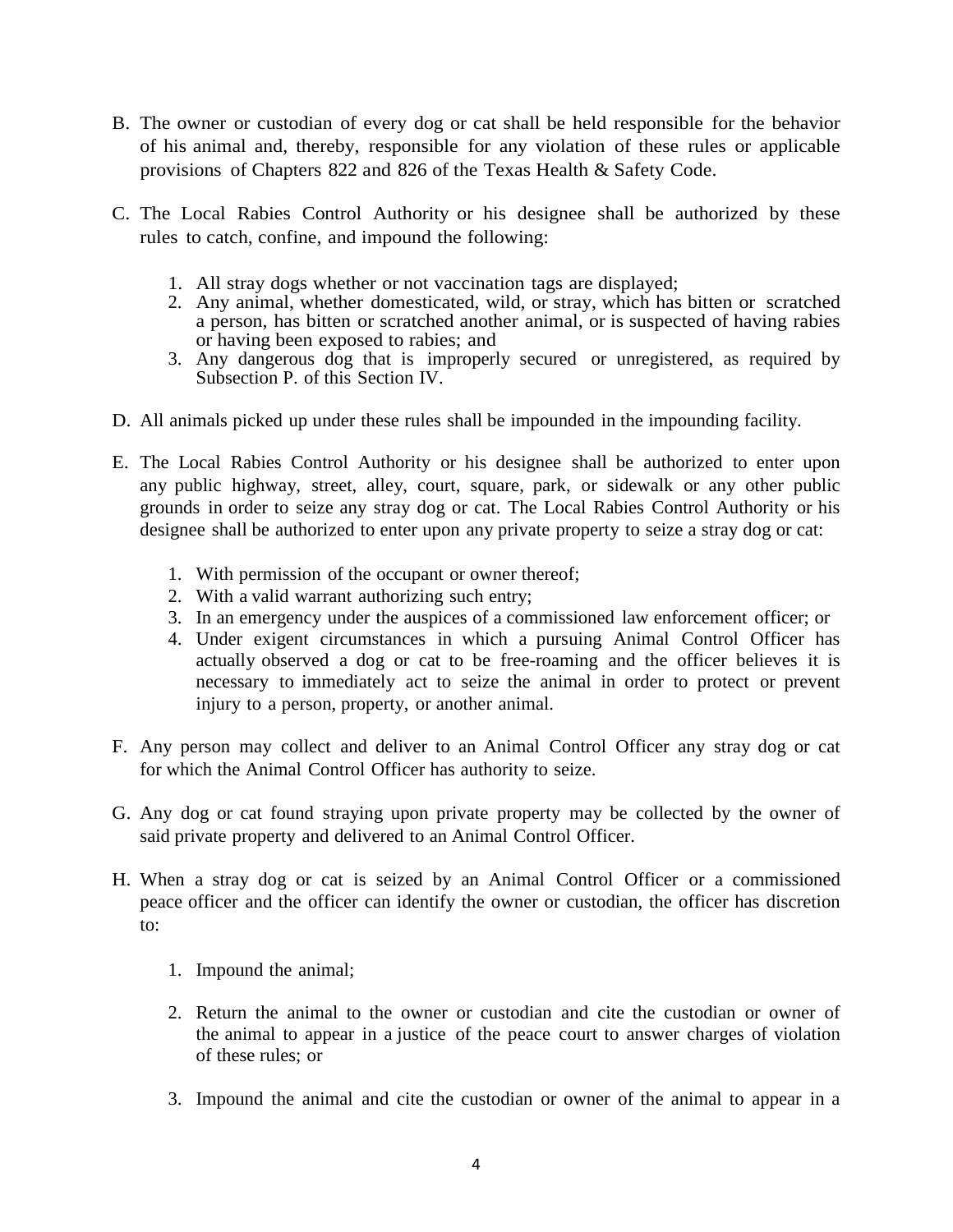B. The owner or custodian of every dog or cat shall be held responsible for the behavior of his animal and, thereby, responsible for any violation of these rules or applicable provisions of Chapters 822 and 826 of the Texas Health & Safety Code.

C. The Local Rabies Control Authority or his designee shall be authorized by these rules to catch, confine, and impound the following:

   1. All stray dogs whether or not vaccination tags are displayed;
   2. Any animal, whether domesticated, wild, or stray, which has bitten or scratched a person, has bitten or scratched another animal, or is suspected of having rabies or having been exposed to rabies; and
   3. Any dangerous dog that is improperly secured or unregistered, as required by Subsection P. of this Section IV.

D. All animals picked up under these rules shall be impounded in the impounding facility.

E. The Local Rabies Control Authority or his designee shall be authorized to enter upon any public highway, street, alley, court, square, park, or sidewalk or any other public grounds in order to seize any stray dog or cat. The Local Rabies Control Authority or his designee shall be authorized to enter upon any private property to seize a stray dog or cat:

   1. With permission of the occupant or owner thereof;
   2. With a valid warrant authorizing such entry;
   3. In an emergency under the auspices of a commissioned law enforcement officer; or
   4. Under exigent circumstances in which a pursuing Animal Control Officer has actually observed a dog or cat to be free-roaming and the officer believes it is necessary to immediately act to seize the animal in order to protect or prevent injury to a person, property, or another animal.

F. Any person may collect and deliver to an Animal Control Officer any stray dog or cat for which the Animal Control Officer has authority to seize.

G. Any dog or cat found straying upon private property may be collected by the owner of said private property and delivered to an Animal Control Officer.

H. When a stray dog or cat is seized by an Animal Control Officer or a commissioned peace officer and the officer can identify the owner or custodian, the officer has discretion to:

   1. Impound the animal;

   2. Return the animal to the owner or custodian and cite the custodian or owner of the animal to appear in a justice of the peace court to answer charges of violation of these rules; or

   3. Impound the animal and cite the custodian or owner of the animal to appear in a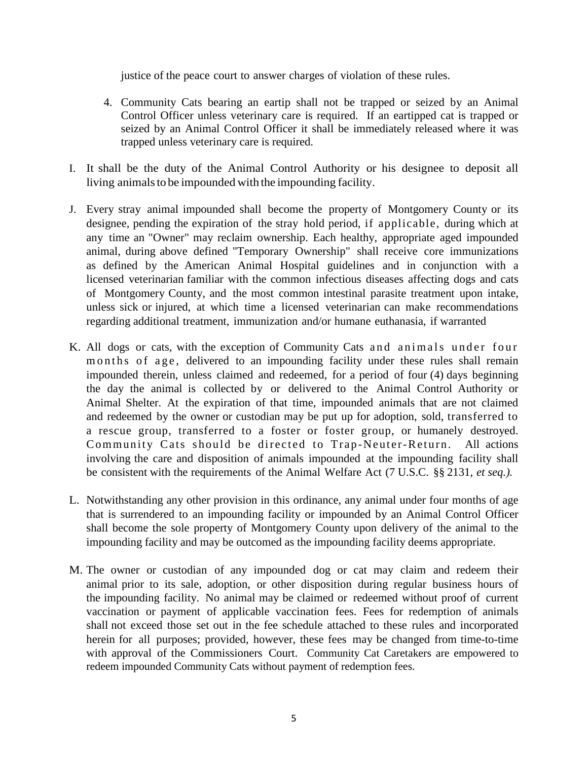justice of the peace court to answer charges of violation of these rules.

4. Community Cats bearing an eartip shall not be trapped or seized by an Animal Control Officer unless veterinary care is required. If an eartipped cat is trapped or seized by an Animal Control Officer it shall be immediately released where it was trapped unless veterinary care is required.

I. It shall be the duty of the Animal Control Authority or his designee to deposit all living animals to be impounded with the impounding facility.

J. Every stray animal impounded shall become the property of Montgomery County or its designee, pending the expiration of the stray hold period, if applicable, during which at any time an "Owner" may reclaim ownership. Each healthy, appropriate aged impounded animal, during above defined "Temporary Ownership" shall receive core immunizations as defined by the American Animal Hospital guidelines and in conjunction with a licensed veterinarian familiar with the common infectious diseases affecting dogs and cats of Montgomery County, and the most common intestinal parasite treatment upon intake, unless sick or injured, at which time a licensed veterinarian can make recommendations regarding additional treatment, immunization and/or humane euthanasia, if warranted

K. All dogs or cats, with the exception of Community Cats and animals under four months of age, delivered to an impounding facility under these rules shall remain impounded therein, unless claimed and redeemed, for a period of four (4) days beginning the day the animal is collected by or delivered to the Animal Control Authority or Animal Shelter. At the expiration of that time, impounded animals that are not claimed and redeemed by the owner or custodian may be put up for adoption, sold, transferred to a rescue group, transferred to a foster or foster group, or humanely destroyed. Community Cats should be directed to Trap-Neuter-Return. All actions involving the care and disposition of animals impounded at the impounding facility shall be consistent with the requirements of the Animal Welfare Act (7 U.S.C. §§ 2131, *et seq.).*

L. Notwithstanding any other provision in this ordinance, any animal under four months of age that is surrendered to an impounding facility or impounded by an Animal Control Officer shall become the sole property of Montgomery County upon delivery of the animal to the impounding facility and may be outcomed as the impounding facility deems appropriate.

M. The owner or custodian of any impounded dog or cat may claim and redeem their animal prior to its sale, adoption, or other disposition during regular business hours of the impounding facility. No animal may be claimed or redeemed without proof of current vaccination or payment of applicable vaccination fees. Fees for redemption of animals shall not exceed those set out in the fee schedule attached to these rules and incorporated herein for all purposes; provided, however, these fees may be changed from time-to-time with approval of the Commissioners Court. Community Cat Caretakers are empowered to redeem impounded Community Cats without payment of redemption fees.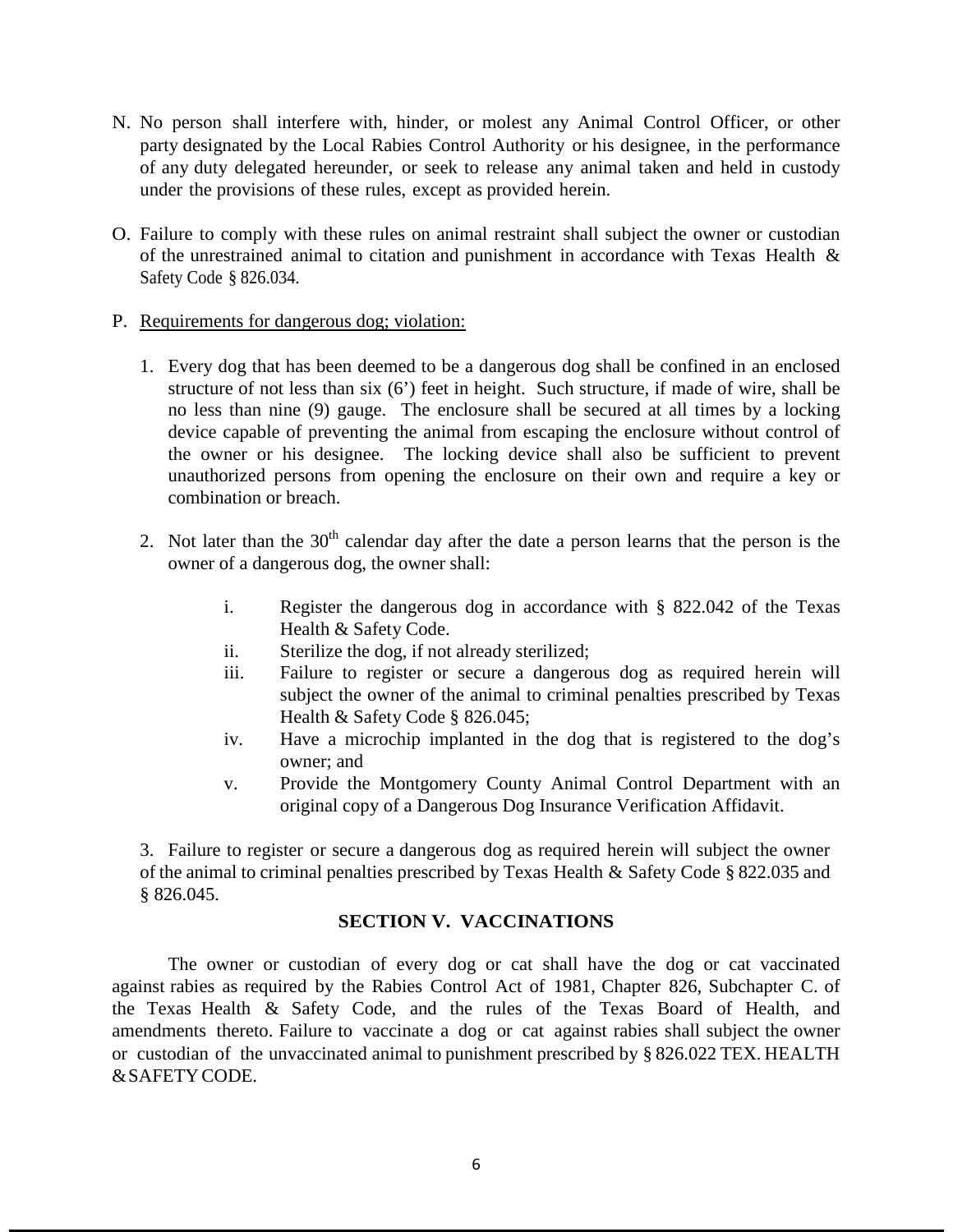N. No person shall interfere with, hinder, or molest any Animal Control Officer, or other party designated by the Local Rabies Control Authority or his designee, in the performance of any duty delegated hereunder, or seek to release any animal taken and held in custody under the provisions of these rules, except as provided herein.

O. Failure to comply with these rules on animal restraint shall subject the owner or custodian of the unrestrained animal to citation and punishment in accordance with Texas Health & Safety Code § 826.034.

P. <u>Requirements for dangerous dog; violation:</u>

   1. Every dog that has been deemed to be a dangerous dog shall be confined in an enclosed structure of not less than six (6') feet in height. Such structure, if made of wire, shall be no less than nine (9) gauge. The enclosure shall be secured at all times by a locking device capable of preventing the animal from escaping the enclosure without control of the owner or his designee. The locking device shall also be sufficient to prevent unauthorized persons from opening the enclosure on their own and require a key or combination or breach.

   2. Not later than the 30th calendar day after the date a person learns that the person is the owner of a dangerous dog, the owner shall:

      i. Register the dangerous dog in accordance with § 822.042 of the Texas Health & Safety Code.
      ii. Sterilize the dog, if not already sterilized;
      iii. Failure to register or secure a dangerous dog as required herein will subject the owner of the animal to criminal penalties prescribed by Texas Health & Safety Code § 826.045;
      iv. Have a microchip implanted in the dog that is registered to the dog's owner; and
      v. Provide the Montgomery County Animal Control Department with an original copy of a Dangerous Dog Insurance Verification Affidavit.

   3. Failure to register or secure a dangerous dog as required herein will subject the owner of the animal to criminal penalties prescribed by Texas Health & Safety Code § 822.035 and § 826.045.

## SECTION V. VACCINATIONS

The owner or custodian of every dog or cat shall have the dog or cat vaccinated against rabies as required by the Rabies Control Act of 1981, Chapter 826, Subchapter C. of the Texas Health & Safety Code, and the rules of the Texas Board of Health, and amendments thereto. Failure to vaccinate a dog or cat against rabies shall subject the owner or custodian of the unvaccinated animal to punishment prescribed by § 826.022 TEX. HEALTH & SAFETY CODE.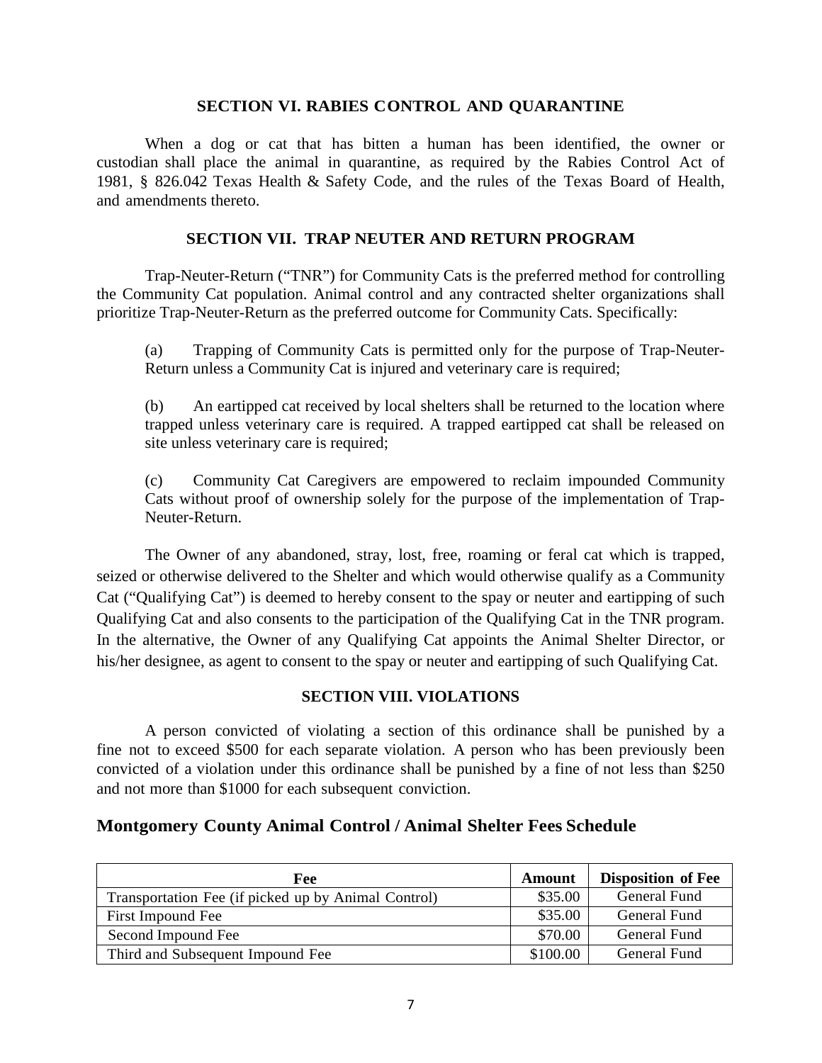## SECTION VI. RABIES CONTROL AND QUARANTINE

When a dog or cat that has bitten a human has been identified, the owner or custodian shall place the animal in quarantine, as required by the Rabies Control Act of 1981, § 826.042 Texas Health & Safety Code, and the rules of the Texas Board of Health, and amendments thereto.

## SECTION VII. TRAP NEUTER AND RETURN PROGRAM

Trap-Neuter-Return ("TNR") for Community Cats is the preferred method for controlling the Community Cat population. Animal control and any contracted shelter organizations shall prioritize Trap-Neuter-Return as the preferred outcome for Community Cats. Specifically:

(a) Trapping of Community Cats is permitted only for the purpose of Trap-Neuter-Return unless a Community Cat is injured and veterinary care is required;

(b) An eartipped cat received by local shelters shall be returned to the location where trapped unless veterinary care is required. A trapped eartipped cat shall be released on site unless veterinary care is required;

(c) Community Cat Caregivers are empowered to reclaim impounded Community Cats without proof of ownership solely for the purpose of the implementation of Trap-Neuter-Return.

The Owner of any abandoned, stray, lost, free, roaming or feral cat which is trapped, seized or otherwise delivered to the Shelter and which would otherwise qualify as a Community Cat ("Qualifying Cat") is deemed to hereby consent to the spay or neuter and eartipping of such Qualifying Cat and also consents to the participation of the Qualifying Cat in the TNR program. In the alternative, the Owner of any Qualifying Cat appoints the Animal Shelter Director, or his/her designee, as agent to consent to the spay or neuter and eartipping of such Qualifying Cat.

## SECTION VIII. VIOLATIONS

A person convicted of violating a section of this ordinance shall be punished by a fine not to exceed $500 for each separate violation. A person who has been previously been convicted of a violation under this ordinance shall be punished by a fine of not less than $250 and not more than $1000 for each subsequent conviction.

## Montgomery County Animal Control / Animal Shelter Fees Schedule

| Fee | Amount | Disposition of Fee |
|---|---|---|
| Transportation Fee (if picked up by Animal Control) | $35.00 | General Fund |
| First Impound Fee | $35.00 | General Fund |
| Second Impound Fee | $70.00 | General Fund |
| Third and Subsequent Impound Fee | $100.00 | General Fund |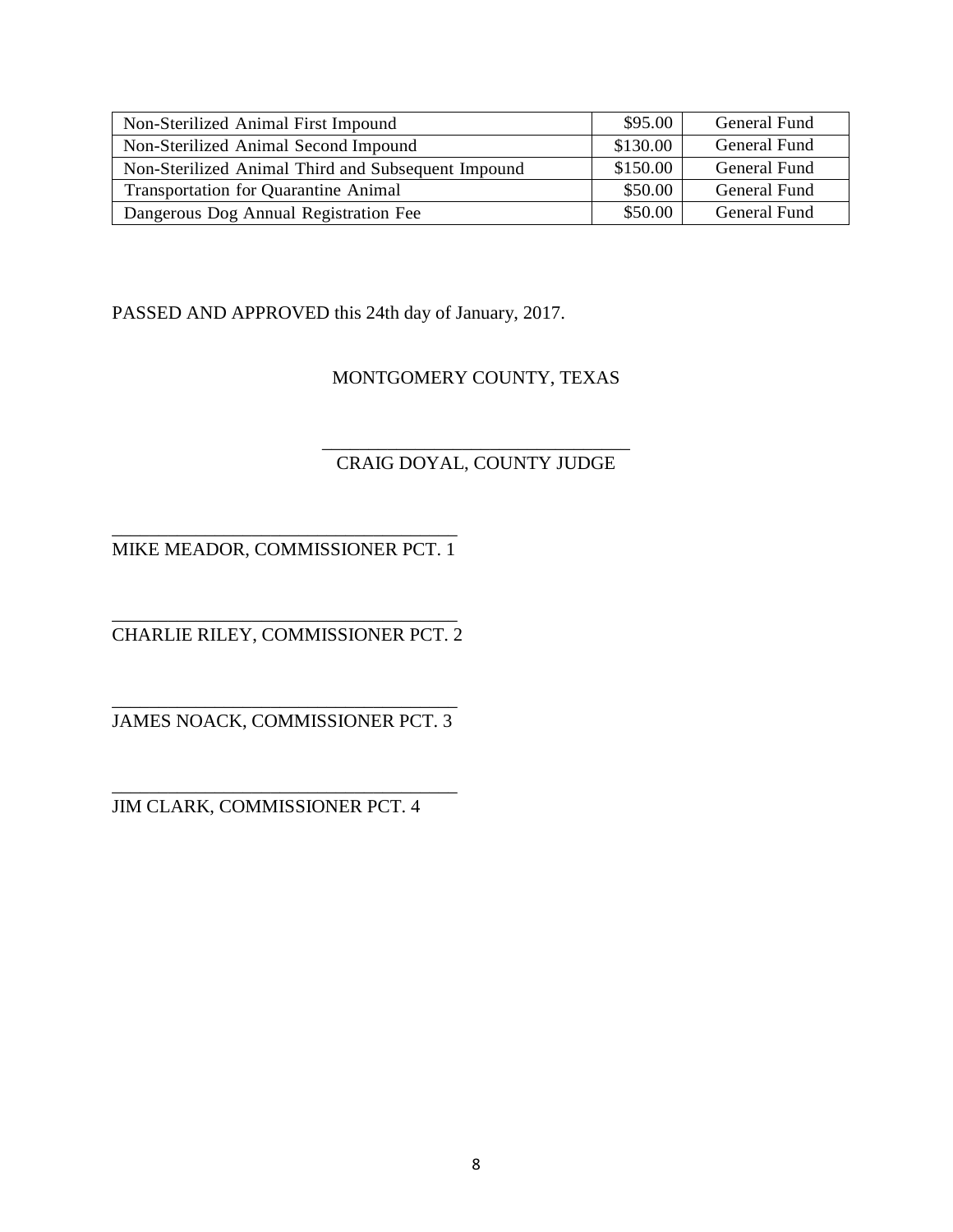| | | |
|---|---|---|
| Non-Sterilized Animal First Impound | $95.00 | General Fund |
| Non-Sterilized Animal Second Impound | $130.00 | General Fund |
| Non-Sterilized Animal Third and Subsequent Impound | $150.00 | General Fund |
| Transportation for Quarantine Animal | $50.00 | General Fund |
| Dangerous Dog Annual Registration Fee | $50.00 | General Fund |

PASSED AND APPROVED this 24th day of January, 2017.

MONTGOMERY COUNTY, TEXAS

\_\_\_\_\_\_\_\_\_\_\_\_\_\_\_\_\_\_\_\_\_\_\_\_\_\_\_\_\_\_\_\_\_\_
CRAIG DOYAL, COUNTY JUDGE

\_\_\_\_\_\_\_\_\_\_\_\_\_\_\_\_\_\_\_\_\_\_\_\_\_\_\_\_\_\_\_\_\_\_\_\_\_\_
MIKE MEADOR, COMMISSIONER PCT. 1

\_\_\_\_\_\_\_\_\_\_\_\_\_\_\_\_\_\_\_\_\_\_\_\_\_\_\_\_\_\_\_\_\_\_\_\_\_\_
CHARLIE RILEY, COMMISSIONER PCT. 2

\_\_\_\_\_\_\_\_\_\_\_\_\_\_\_\_\_\_\_\_\_\_\_\_\_\_\_\_\_\_\_\_\_\_\_\_\_\_
JAMES NOACK, COMMISSIONER PCT. 3

\_\_\_\_\_\_\_\_\_\_\_\_\_\_\_\_\_\_\_\_\_\_\_\_\_\_\_\_\_\_\_\_\_\_\_\_\_\_
JIM CLARK, COMMISSIONER PCT. 4